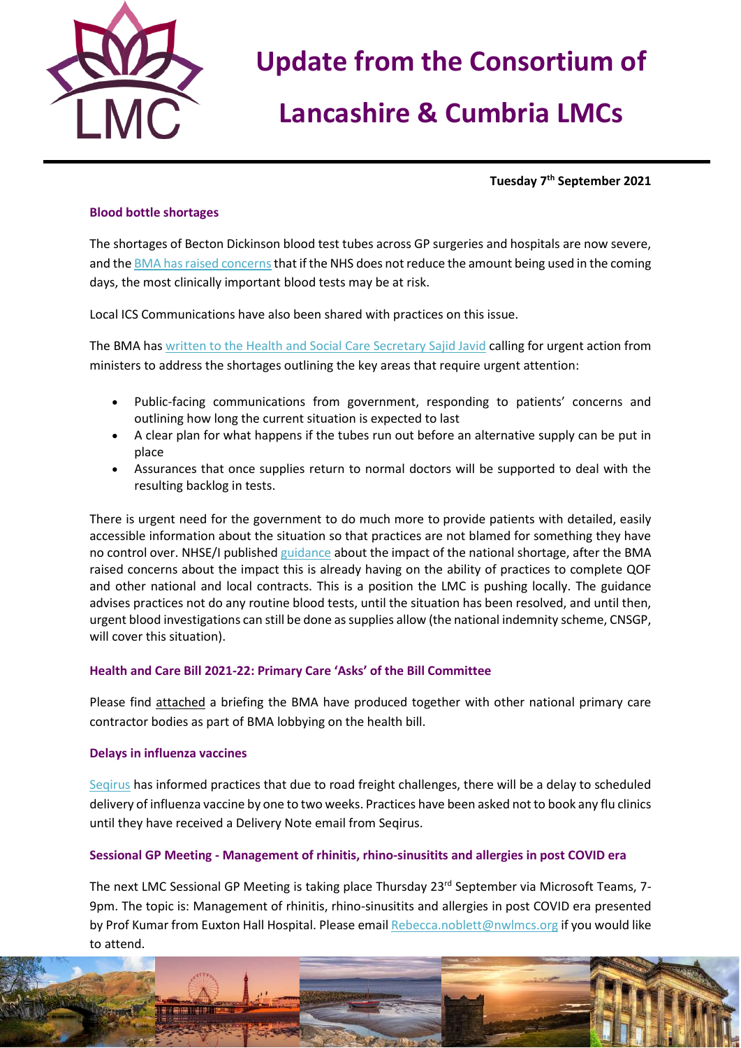# Update from the Consortium of Lancashire & Cumbria LMCs

**Tuesday 7th September 2021**

### Blood bottle shortages

The shortages of Becton Dickinson blood test tubes across GP surgeries and hospitals are now severe, and the BMA has raised concerns that if the NHS does not reduce the amount being used in the coming days, the most clinically important blood tests may be at risk.

Local ICS Communications have also been shared with practices on this issue.

The BMA has written to the Health and Social Care Secretary Sajid Javid calling for urgent action from ministers to address the shortages outlining the key areas that require urgent attention:

- Public-facing communications from government, responding to patients' concerns and outlining how long the current situation is expected to last
- A clear plan for what happens if the tubes run out before an alternative supply can be put in place
- Assurances that once supplies return to normal doctors will be supported to deal with the resulting backlog in tests.

There is urgent need for the government to do much more to provide patients with detailed, easily accessible information about the situation so that practices are not blamed for something they have no control over. NHSE/I published guidance about the impact of the national shortage, after the BMA raised concerns about the impact this is already having on the ability of practices to complete QOF and other national and local contracts. This is a position the LMC is pushing locally. The guidance advises practices not do any routine blood tests, until the situation has been resolved, and until then, urgent blood investigations can still be done as supplies allow (the national indemnity scheme, CNSGP, will cover this situation).

### Health and Care Bill 2021-22: Primary Care 'Asks' of the Bill Committee

Please find attached a briefing the BMA have produced together with other national primary care contractor bodies as part of BMA lobbying on the health bill.

### Delays in influenza vaccines

Seqirus has informed practices that due to road freight challenges, there will be a delay to scheduled delivery of influenza vaccine by one to two weeks. Practices have been asked not to book any flu clinics until they have received a Delivery Note email from Seqirus.

### Sessional GP Meeting - Management of rhinitis, rhino-sinusitits and allergies in post COVID era

The next LMC Sessional GP Meeting is taking place Thursday 23rd September via Microsoft Teams, 7-9pm. The topic is: Management of rhinitis, rhino-sinusitits and allergies in post COVID era presented by Prof Kumar from Euxton Hall Hospital. Please email Rebecca.noblett@nwlmcs.org if you would like to attend.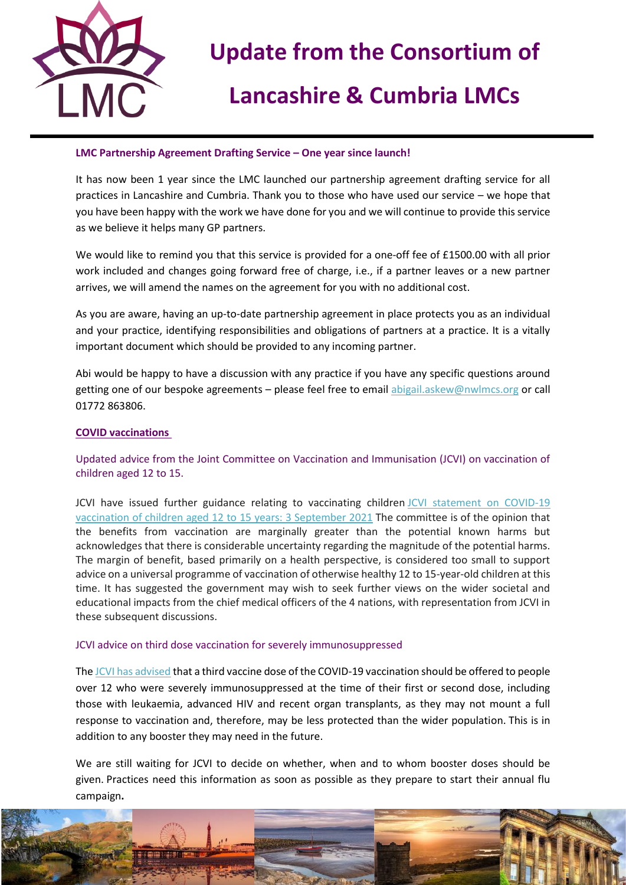**LMC Partnership Agreement Drafting Service – One year since launch!**

It has now been 1 year since the LMC launched our partnership agreement drafting service for all practices in Lancashire and Cumbria. Thank you to those who have used our service – we hope that you have been happy with the work we have done for you and we will continue to provide this service as we believe it helps many GP partners.

We would like to remind you that this service is provided for a one-off fee of £1500.00 with all prior work included and changes going forward free of charge, i.e., if a partner leaves or a new partner arrives, we will amend the names on the agreement for you with no additional cost.

As you are aware, having an up-to-date partnership agreement in place protects you as an individual and your practice, identifying responsibilities and obligations of partners at a practice. It is a vitally important document which should be provided to any incoming partner.

Abi would be happy to have a discussion with any practice if you have any specific questions around getting one of our bespoke agreements – please feel free to email abigail.askew@nwlmcs.org or call 01772 863806.

**COVID vaccinations**

Updated advice from the Joint Committee on Vaccination and Immunisation (JCVI) on vaccination of children aged 12 to 15.

JCVI have issued further guidance relating to vaccinating children JCVI statement on COVID-19 vaccination of children aged 12 to 15 years: 3 September 2021 The committee is of the opinion that the benefits from vaccination are marginally greater than the potential known harms but acknowledges that there is considerable uncertainty regarding the magnitude of the potential harms. The margin of benefit, based primarily on a health perspective, is considered too small to support advice on a universal programme of vaccination of otherwise healthy 12 to 15-year-old children at this time. It has suggested the government may wish to seek further views on the wider societal and educational impacts from the chief medical officers of the 4 nations, with representation from JCVI in these subsequent discussions.

JCVI advice on third dose vaccination for severely immunosuppressed

The JCVI has advised that a third vaccine dose of the COVID-19 vaccination should be offered to people over 12 who were severely immunosuppressed at the time of their first or second dose, including those with leukaemia, advanced HIV and recent organ transplants, as they may not mount a full response to vaccination and, therefore, may be less protected than the wider population. This is in addition to any booster they may need in the future.

We are still waiting for JCVI to decide on whether, when and to whom booster doses should be given. Practices need this information as soon as possible as they prepare to start their annual flu campaign**.**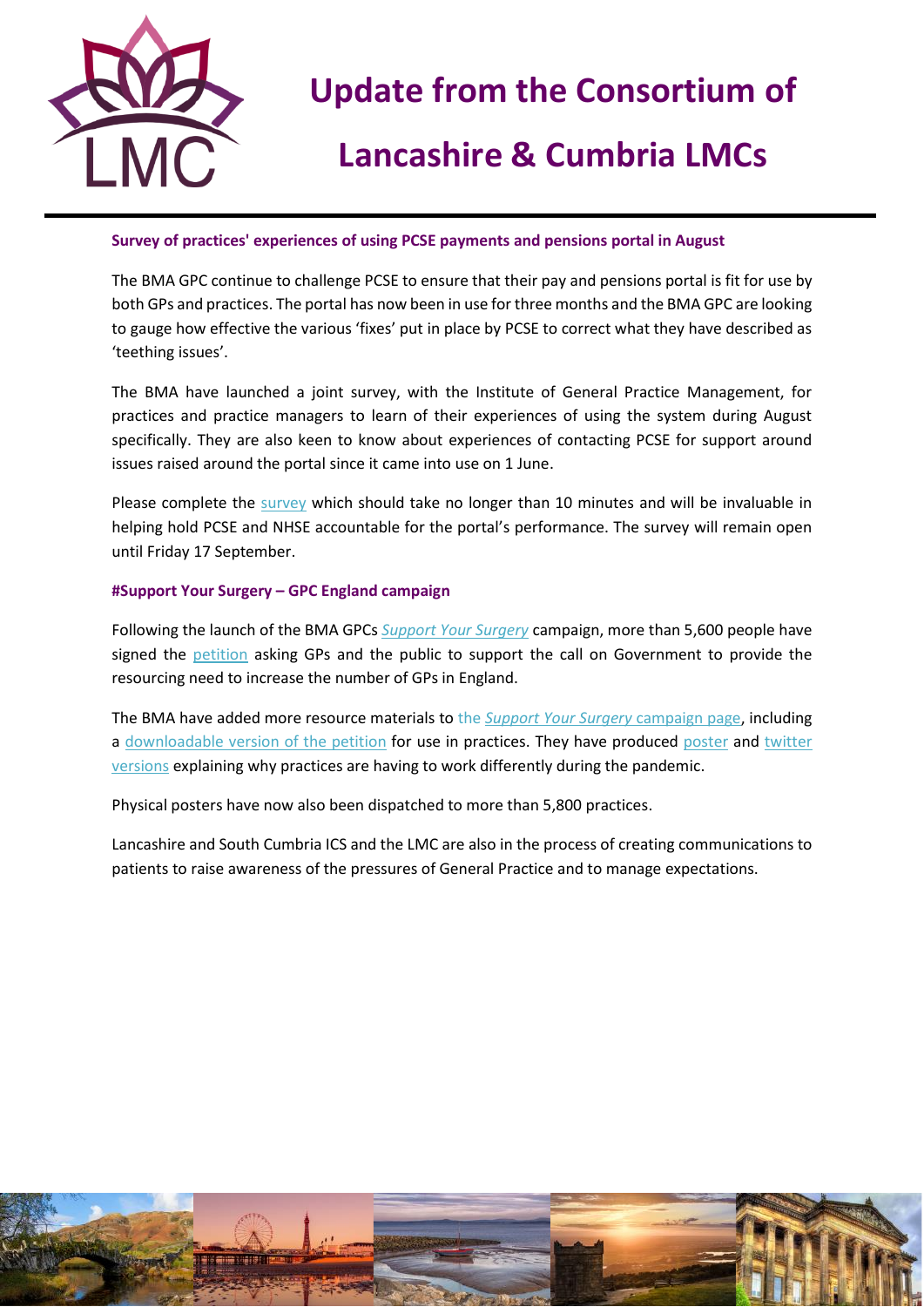## Survey of practices' experiences of using PCSE payments and pensions portal in August

The BMA GPC continue to challenge PCSE to ensure that their pay and pensions portal is fit for use by both GPs and practices. The portal has now been in use for three months and the BMA GPC are looking to gauge how effective the various 'fixes' put in place by PCSE to correct what they have described as 'teething issues'.

The BMA have launched a joint survey, with the Institute of General Practice Management, for practices and practice managers to learn of their experiences of using the system during August specifically. They are also keen to know about experiences of contacting PCSE for support around issues raised around the portal since it came into use on 1 June.

Please complete the survey which should take no longer than 10 minutes and will be invaluable in helping hold PCSE and NHSE accountable for the portal's performance. The survey will remain open until Friday 17 September.

## #Support Your Surgery – GPC England campaign

Following the launch of the BMA GPCs *Support Your Surgery* campaign, more than 5,600 people have signed the petition asking GPs and the public to support the call on Government to provide the resourcing need to increase the number of GPs in England.

The BMA have added more resource materials to the *Support Your Surgery* campaign page, including a downloadable version of the petition for use in practices. They have produced poster and twitter versions explaining why practices are having to work differently during the pandemic.

Physical posters have now also been dispatched to more than 5,800 practices.

Lancashire and South Cumbria ICS and the LMC are also in the process of creating communications to patients to raise awareness of the pressures of General Practice and to manage expectations.